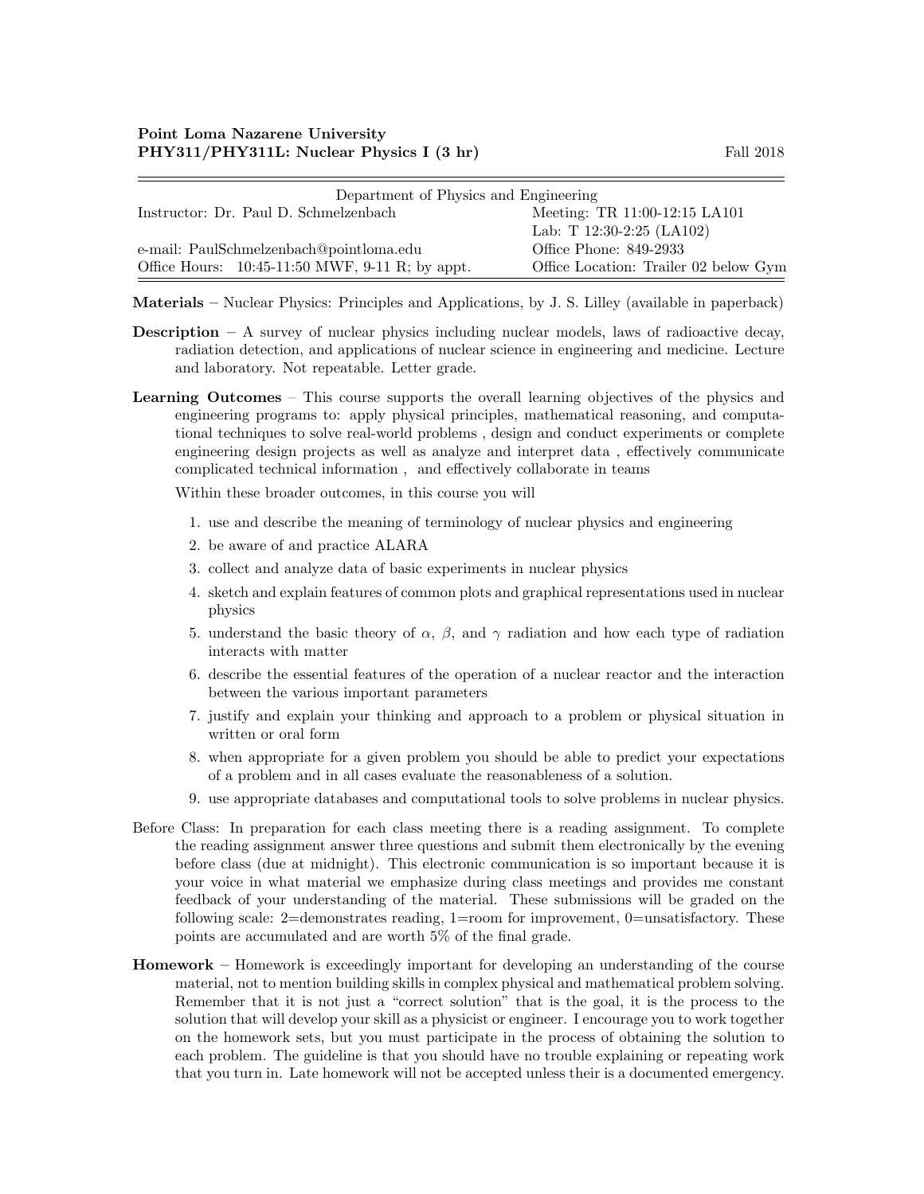**Point Loma Nazarene University**
**PHY311/PHY311L: Nuclear Physics I (3 hr)** Fall 2018

| Department of Physics and Engineering | |
|---|---|
| Instructor: Dr. Paul D. Schmelzenbach | Meeting: TR 11:00-12:15 LA101 |
| | Lab: T 12:30-2:25 (LA102) |
| e-mail: PaulSchmelzenbach@pointloma.edu | Office Phone: 849-2933 |
| Office Hours: 10:45-11:50 MWF, 9-11 R; by appt. | Office Location: Trailer 02 below Gym |

**Materials** – Nuclear Physics: Principles and Applications, by J. S. Lilley (available in paperback)

**Description** – A survey of nuclear physics including nuclear models, laws of radioactive decay, radiation detection, and applications of nuclear science in engineering and medicine. Lecture and laboratory. Not repeatable. Letter grade.

**Learning Outcomes** – This course supports the overall learning objectives of the physics and engineering programs to: apply physical principles, mathematical reasoning, and computational techniques to solve real-world problems , design and conduct experiments or complete engineering design projects as well as analyze and interpret data , effectively communicate complicated technical information , and effectively collaborate in teams

Within these broader outcomes, in this course you will

1. use and describe the meaning of terminology of nuclear physics and engineering
2. be aware of and practice ALARA
3. collect and analyze data of basic experiments in nuclear physics
4. sketch and explain features of common plots and graphical representations used in nuclear physics
5. understand the basic theory of $\alpha$, $\beta$, and $\gamma$ radiation and how each type of radiation interacts with matter
6. describe the essential features of the operation of a nuclear reactor and the interaction between the various important parameters
7. justify and explain your thinking and approach to a problem or physical situation in written or oral form
8. when appropriate for a given problem you should be able to predict your expectations of a problem and in all cases evaluate the reasonableness of a solution.
9. use appropriate databases and computational tools to solve problems in nuclear physics.

Before Class: In preparation for each class meeting there is a reading assignment. To complete the reading assignment answer three questions and submit them electronically by the evening before class (due at midnight). This electronic communication is so important because it is your voice in what material we emphasize during class meetings and provides me constant feedback of your understanding of the material. These submissions will be graded on the following scale: 2=demonstrates reading, 1=room for improvement, 0=unsatisfactory. These points are accumulated and are worth 5% of the final grade.

**Homework** – Homework is exceedingly important for developing an understanding of the course material, not to mention building skills in complex physical and mathematical problem solving. Remember that it is not just a "correct solution" that is the goal, it is the process to the solution that will develop your skill as a physicist or engineer. I encourage you to work together on the homework sets, but you must participate in the process of obtaining the solution to each problem. The guideline is that you should have no trouble explaining or repeating work that you turn in. Late homework will not be accepted unless their is a documented emergency.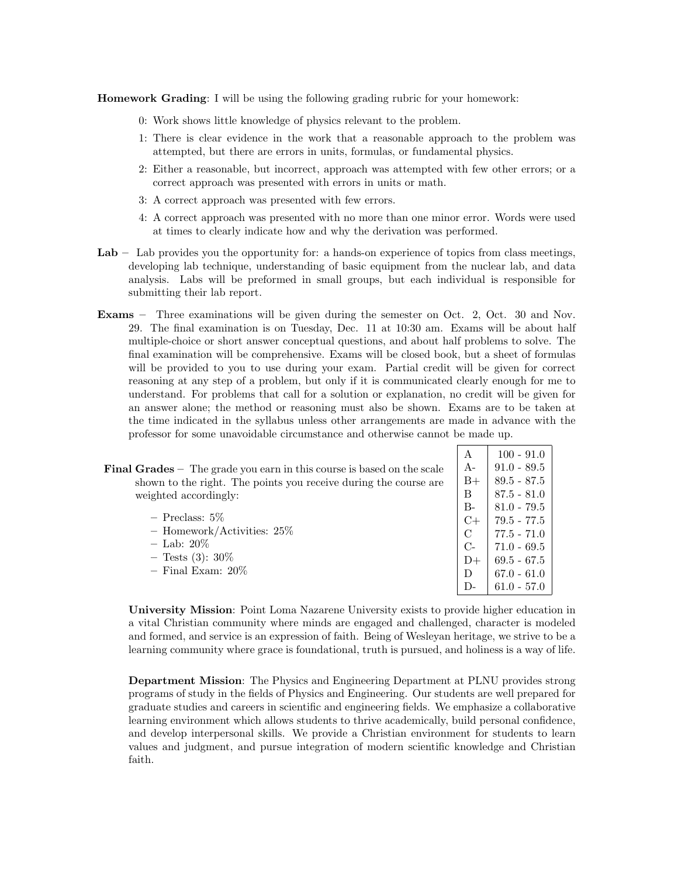**Homework Grading**: I will be using the following grading rubric for your homework:

0: Work shows little knowledge of physics relevant to the problem.

1: There is clear evidence in the work that a reasonable approach to the problem was attempted, but there are errors in units, formulas, or fundamental physics.

2: Either a reasonable, but incorrect, approach was attempted with few other errors; or a correct approach was presented with errors in units or math.

3: A correct approach was presented with few errors.

4: A correct approach was presented with no more than one minor error. Words were used at times to clearly indicate how and why the derivation was performed.

**Lab** – Lab provides you the opportunity for: a hands-on experience of topics from class meetings, developing lab technique, understanding of basic equipment from the nuclear lab, and data analysis. Labs will be preformed in small groups, but each individual is responsible for submitting their lab report.

**Exams** – Three examinations will be given during the semester on Oct. 2, Oct. 30 and Nov. 29. The final examination is on Tuesday, Dec. 11 at 10:30 am. Exams will be about half multiple-choice or short answer conceptual questions, and about half problems to solve. The final examination will be comprehensive. Exams will be closed book, but a sheet of formulas will be provided to you to use during your exam. Partial credit will be given for correct reasoning at any step of a problem, but only if it is communicated clearly enough for me to understand. For problems that call for a solution or explanation, no credit will be given for an answer alone; the method or reasoning must also be shown. Exams are to be taken at the time indicated in the syllabus unless other arrangements are made in advance with the professor for some unavoidable circumstance and otherwise cannot be made up.

**Final Grades** – The grade you earn in this course is based on the scale shown to the right. The points you receive during the course are weighted accordingly:

- Preclass: 5%
- Homework/Activities: 25%
- Lab: 20%
- Tests (3): 30%
- Final Exam: 20%

| Grade | Range |
|---|---|
| A | 100 - 91.0 |
| A- | 91.0 - 89.5 |
| B+ | 89.5 - 87.5 |
| B | 87.5 - 81.0 |
| B- | 81.0 - 79.5 |
| C+ | 79.5 - 77.5 |
| C | 77.5 - 71.0 |
| C- | 71.0 - 69.5 |
| D+ | 69.5 - 67.5 |
| D | 67.0 - 61.0 |
| D- | 61.0 - 57.0 |

**University Mission**: Point Loma Nazarene University exists to provide higher education in a vital Christian community where minds are engaged and challenged, character is modeled and formed, and service is an expression of faith. Being of Wesleyan heritage, we strive to be a learning community where grace is foundational, truth is pursued, and holiness is a way of life.

**Department Mission**: The Physics and Engineering Department at PLNU provides strong programs of study in the fields of Physics and Engineering. Our students are well prepared for graduate studies and careers in scientific and engineering fields. We emphasize a collaborative learning environment which allows students to thrive academically, build personal confidence, and develop interpersonal skills. We provide a Christian environment for students to learn values and judgment, and pursue integration of modern scientific knowledge and Christian faith.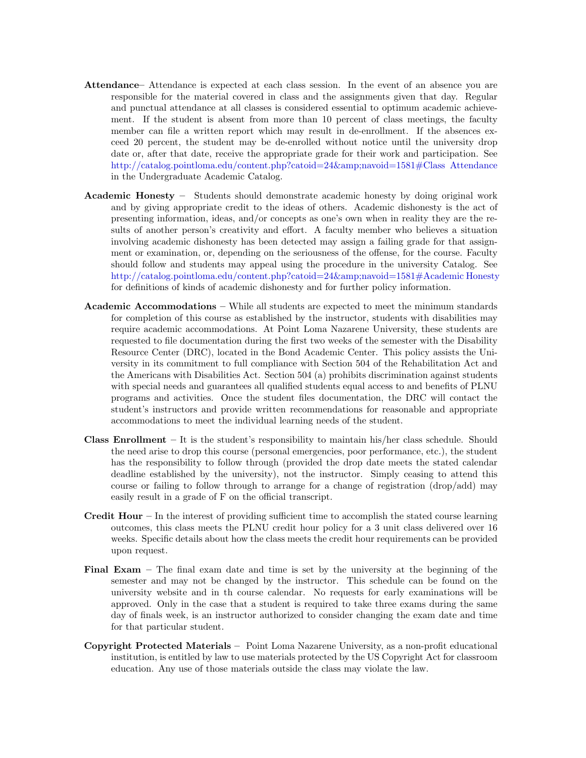**Attendance**– Attendance is expected at each class session. In the event of an absence you are responsible for the material covered in class and the assignments given that day. Regular and punctual attendance at all classes is considered essential to optimum academic achievement. If the student is absent from more than 10 percent of class meetings, the faculty member can file a written report which may result in de-enrollment. If the absences exceed 20 percent, the student may be de-enrolled without notice until the university drop date or, after that date, receive the appropriate grade for their work and participation. See http://catalog.pointloma.edu/content.php?catoid=24&amp;navoid=1581#Class Attendance in the Undergraduate Academic Catalog.

**Academic Honesty** – Students should demonstrate academic honesty by doing original work and by giving appropriate credit to the ideas of others. Academic dishonesty is the act of presenting information, ideas, and/or concepts as one's own when in reality they are the results of another person's creativity and effort. A faculty member who believes a situation involving academic dishonesty has been detected may assign a failing grade for that assignment or examination, or, depending on the seriousness of the offense, for the course. Faculty should follow and students may appeal using the procedure in the university Catalog. See http://catalog.pointloma.edu/content.php?catoid=24&amp;navoid=1581#Academic Honesty for definitions of kinds of academic dishonesty and for further policy information.

**Academic Accommodations** – While all students are expected to meet the minimum standards for completion of this course as established by the instructor, students with disabilities may require academic accommodations. At Point Loma Nazarene University, these students are requested to file documentation during the first two weeks of the semester with the Disability Resource Center (DRC), located in the Bond Academic Center. This policy assists the University in its commitment to full compliance with Section 504 of the Rehabilitation Act and the Americans with Disabilities Act. Section 504 (a) prohibits discrimination against students with special needs and guarantees all qualified students equal access to and benefits of PLNU programs and activities. Once the student files documentation, the DRC will contact the student's instructors and provide written recommendations for reasonable and appropriate accommodations to meet the individual learning needs of the student.

**Class Enrollment** – It is the student's responsibility to maintain his/her class schedule. Should the need arise to drop this course (personal emergencies, poor performance, etc.), the student has the responsibility to follow through (provided the drop date meets the stated calendar deadline established by the university), not the instructor. Simply ceasing to attend this course or failing to follow through to arrange for a change of registration (drop/add) may easily result in a grade of F on the official transcript.

**Credit Hour** – In the interest of providing sufficient time to accomplish the stated course learning outcomes, this class meets the PLNU credit hour policy for a 3 unit class delivered over 16 weeks. Specific details about how the class meets the credit hour requirements can be provided upon request.

**Final Exam** – The final exam date and time is set by the university at the beginning of the semester and may not be changed by the instructor. This schedule can be found on the university website and in th course calendar. No requests for early examinations will be approved. Only in the case that a student is required to take three exams during the same day of finals week, is an instructor authorized to consider changing the exam date and time for that particular student.

**Copyright Protected Materials** – Point Loma Nazarene University, as a non-profit educational institution, is entitled by law to use materials protected by the US Copyright Act for classroom education. Any use of those materials outside the class may violate the law.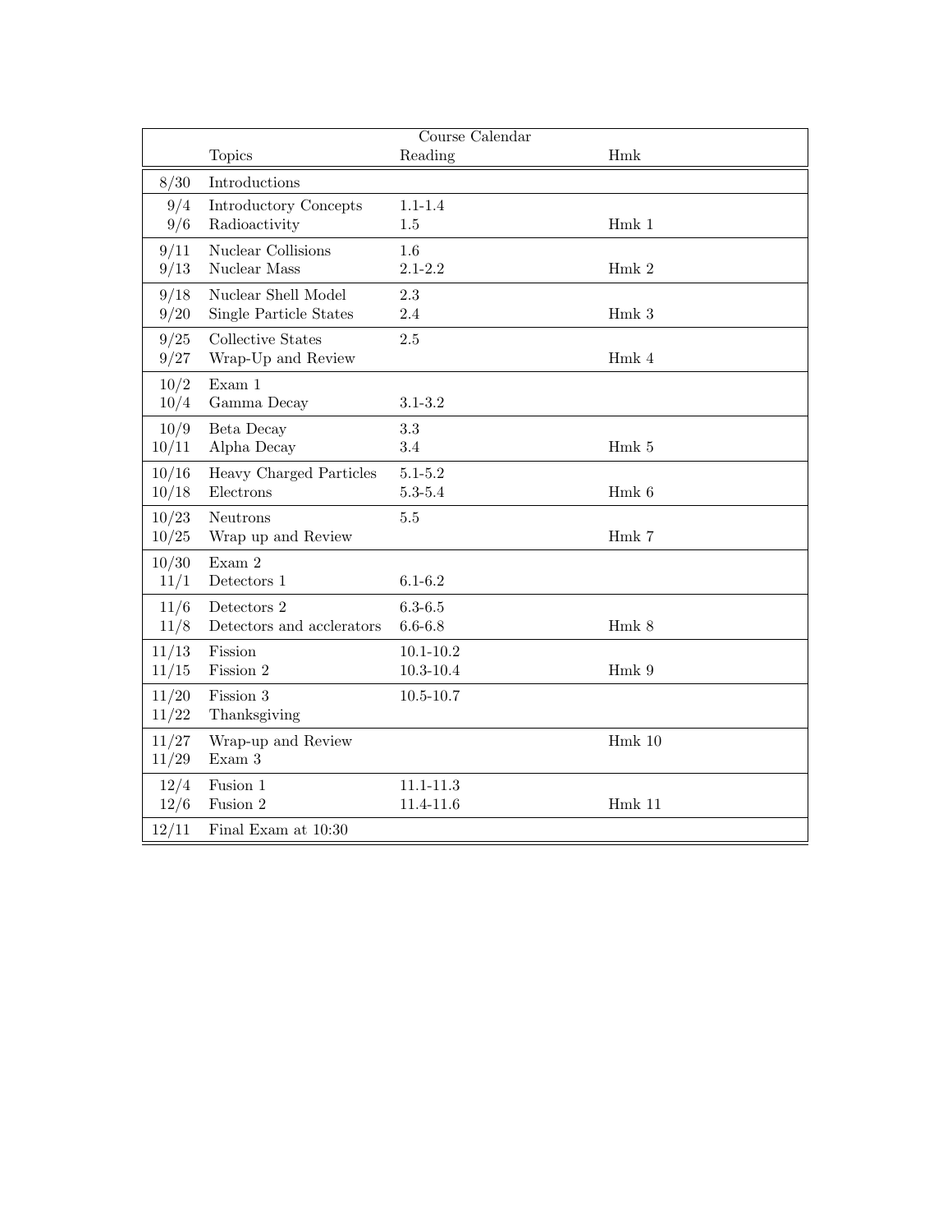| Course Calendar | | | |
|---|---|---|---|
| | Topics | Reading | Hmk |
| 8/30 | Introductions | | |
| 9/4 | Introductory Concepts | 1.1-1.4 | |
| 9/6 | Radioactivity | 1.5 | Hmk 1 |
| 9/11 | Nuclear Collisions | 1.6 | |
| 9/13 | Nuclear Mass | 2.1-2.2 | Hmk 2 |
| 9/18 | Nuclear Shell Model | 2.3 | |
| 9/20 | Single Particle States | 2.4 | Hmk 3 |
| 9/25 | Collective States | 2.5 | |
| 9/27 | Wrap-Up and Review | | Hmk 4 |
| 10/2 | Exam 1 | | |
| 10/4 | Gamma Decay | 3.1-3.2 | |
| 10/9 | Beta Decay | 3.3 | |
| 10/11 | Alpha Decay | 3.4 | Hmk 5 |
| 10/16 | Heavy Charged Particles | 5.1-5.2 | |
| 10/18 | Electrons | 5.3-5.4 | Hmk 6 |
| 10/23 | Neutrons | 5.5 | |
| 10/25 | Wrap up and Review | | Hmk 7 |
| 10/30 | Exam 2 | | |
| 11/1 | Detectors 1 | 6.1-6.2 | |
| 11/6 | Detectors 2 | 6.3-6.5 | |
| 11/8 | Detectors and acclerators | 6.6-6.8 | Hmk 8 |
| 11/13 | Fission | 10.1-10.2 | |
| 11/15 | Fission 2 | 10.3-10.4 | Hmk 9 |
| 11/20 | Fission 3 | 10.5-10.7 | |
| 11/22 | Thanksgiving | | |
| 11/27 | Wrap-up and Review | | Hmk 10 |
| 11/29 | Exam 3 | | |
| 12/4 | Fusion 1 | 11.1-11.3 | |
| 12/6 | Fusion 2 | 11.4-11.6 | Hmk 11 |
| 12/11 | Final Exam at 10:30 | | |